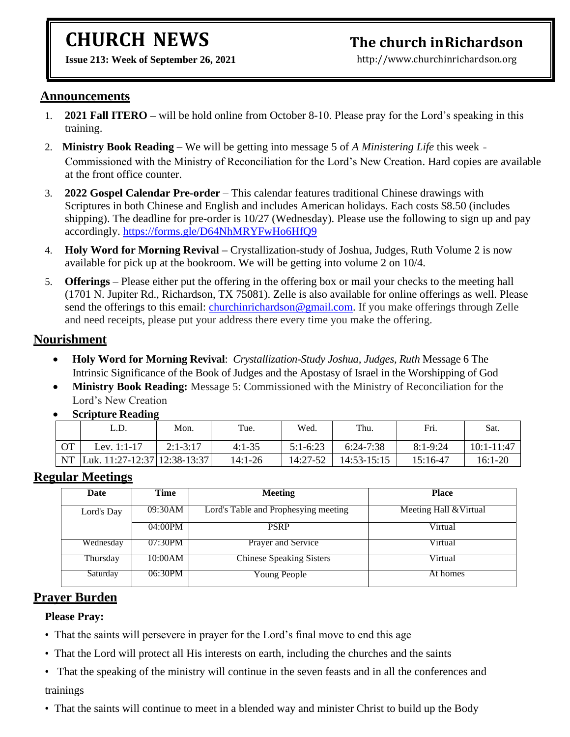# CHURCH NEWS

**Issue 213: Week of September 26, 2021**

## The church in Richardson

http://www.churchinrichardson.org

## Announcements

1. **2021 Fall ITERO –** will be hold online from October 8-10. Please pray for the Lord's speaking in this training.
2. **Ministry Book Reading** – We will be getting into message 5 of *A Ministering Life* this week - Commissioned with the Ministry of Reconciliation for the Lord's New Creation. Hard copies are available at the front office counter.
3. **2022 Gospel Calendar Pre-order** – This calendar features traditional Chinese drawings with Scriptures in both Chinese and English and includes American holidays. Each costs $8.50 (includes shipping). The deadline for pre-order is 10/27 (Wednesday). Please use the following to sign up and pay accordingly. https://forms.gle/D64NhMRYFwHo6HfQ9
4. **Holy Word for Morning Revival –** Crystallization-study of Joshua, Judges, Ruth Volume 2 is now available for pick up at the bookroom. We will be getting into volume 2 on 10/4.
5. **Offerings** – Please either put the offering in the offering box or mail your checks to the meeting hall (1701 N. Jupiter Rd., Richardson, TX 75081). Zelle is also available for online offerings as well. Please send the offerings to this email: churchinrichardson@gmail.com. If you make offerings through Zelle and need receipts, please put your address there every time you make the offering.

## Nourishment

- **Holy Word for Morning Revival**: *Crystallization-Study Joshua, Judges, Ruth* Message 6 The Intrinsic Significance of the Book of Judges and the Apostasy of Israel in the Worshipping of God
- **Ministry Book Reading:** Message 5: Commissioned with the Ministry of Reconciliation for the Lord's New Creation
- **Scripture Reading**

| | L.D. | Mon. | Tue. | Wed. | Thu. | Fri. | Sat. |
|---|---|---|---|---|---|---|---|
| OT | Lev. 1:1-17 | 2:1-3:17 | 4:1-35 | 5:1-6:23 | 6:24-7:38 | 8:1-9:24 | 10:1-11:47 |
| NT | Luk. 11:27-12:37 | 12:38-13:37 | 14:1-26 | 14:27-52 | 14:53-15:15 | 15:16-47 | 16:1-20 |

## Regular Meetings

| Date | Time | Meeting | Place |
|---|---|---|---|
| Lord's Day | 09:30AM | Lord's Table and Prophesying meeting | Meeting Hall & Virtual |
| | 04:00PM | PSRP | Virtual |
| Wednesday | 07:30PM | Prayer and Service | Virtual |
| Thursday | 10:00AM | Chinese Speaking Sisters | Virtual |
| Saturday | 06:30PM | Young People | At homes |

## Prayer Burden

**Please Pray:**

- That the saints will persevere in prayer for the Lord's final move to end this age
- That the Lord will protect all His interests on earth, including the churches and the saints
- That the speaking of the ministry will continue in the seven feasts and in all the conferences and trainings
- That the saints will continue to meet in a blended way and minister Christ to build up the Body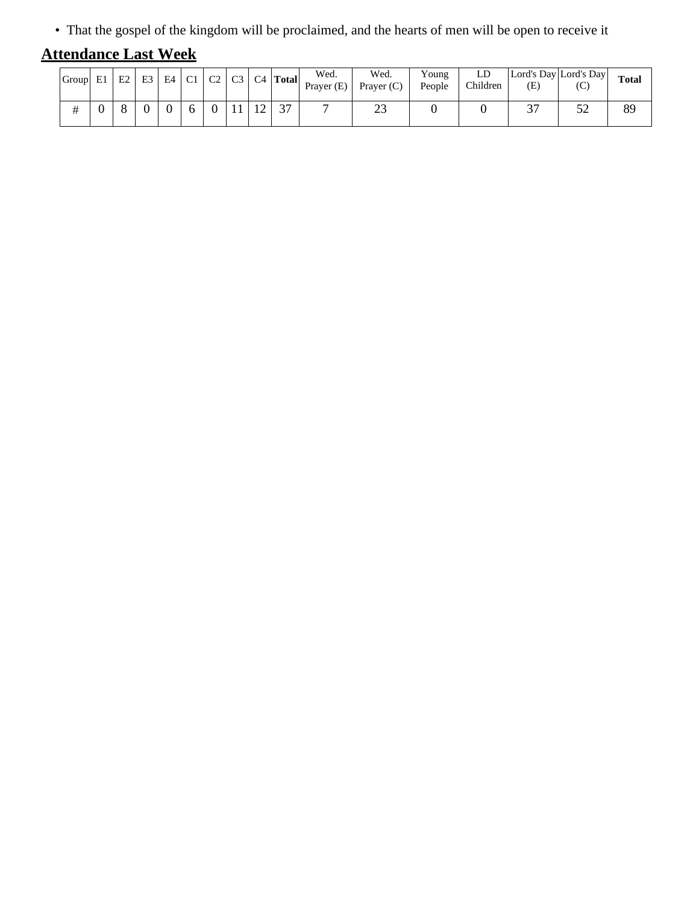- That the gospel of the kingdom will be proclaimed, and the hearts of men will be open to receive it

## Attendance Last Week

| Group | E1 | E2 | E3 | E4 | C1 | C2 | C3 | C4 | **Total** | Wed. Prayer (E) | Wed. Prayer (C) | Young People | LD Children | Lord's Day (E) | Lord's Day (C) | **Total** |
|---|---|---|---|---|---|---|---|---|---|---|---|---|---|---|---|---|
| # | 0 | 8 | 0 | 0 | 6 | 0 | 11 | 12 | 37 | 7 | 23 | 0 | 0 | 37 | 52 | 89 |